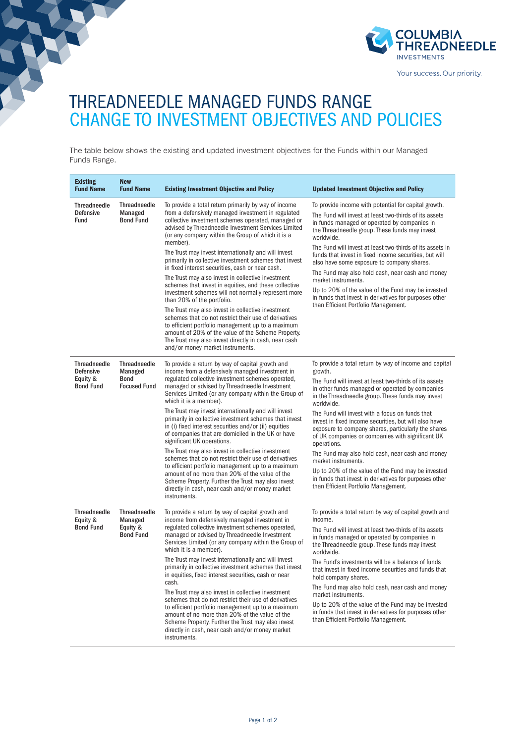# THREADNEEDLE MANAGED FUNDS RANGE
## CHANGE TO INVESTMENT OBJECTIVES AND POLICIES

The table below shows the existing and updated investment objectives for the Funds within our Managed Funds Range.

| Existing Fund Name | New Fund Name | Existing Investment Objective and Policy | Updated Investment Objective and Policy |
|---|---|---|---|
| **Threadneedle Defensive Fund** | **Threadneedle Managed Bond Fund** | To provide a total return primarily by way of income from a defensively managed investment in regulated collective investment schemes operated, managed or advised by Threadneedle Investment Services Limited (or any company within the Group of which it is a member).<br><br>The Trust may invest internationally and will invest primarily in collective investment schemes that invest in fixed interest securities, cash or near cash.<br><br>The Trust may also invest in collective investment schemes that invest in equities, and these collective investment schemes will not normally represent more than 20% of the portfolio.<br><br>The Trust may also invest in collective investment schemes that do not restrict their use of derivatives to efficient portfolio management up to a maximum amount of 20% of the value of the Scheme Property. The Trust may also invest directly in cash, near cash and/or money market instruments. | To provide income with potential for capital growth.<br><br>The Fund will invest at least two-thirds of its assets in funds managed or operated by companies in the Threadneedle group. These funds may invest worldwide.<br><br>The Fund will invest at least two-thirds of its assets in funds that invest in fixed income securities, but will also have some exposure to company shares.<br><br>The Fund may also hold cash, near cash and money market instruments.<br><br>Up to 20% of the value of the Fund may be invested in funds that invest in derivatives for purposes other than Efficient Portfolio Management. |
| **Threadneedle Defensive Equity & Bond Fund** | **Threadneedle Managed Bond Focused Fund** | To provide a return by way of capital growth and income from a defensively managed investment in regulated collective investment schemes operated, managed or advised by Threadneedle Investment Services Limited (or any company within the Group of which it is a member).<br><br>The Trust may invest internationally and will invest primarily in collective investment schemes that invest in (i) fixed interest securities and/or (ii) equities of companies that are domiciled in the UK or have significant UK operations.<br><br>The Trust may also invest in collective investment schemes that do not restrict their use of derivatives to efficient portfolio management up to a maximum amount of no more than 20% of the value of the Scheme Property. Further the Trust may also invest directly in cash, near cash and/or money market instruments. | To provide a total return by way of income and capital growth.<br><br>The Fund will invest at least two-thirds of its assets in other funds managed or operated by companies in the Threadneedle group. These funds may invest worldwide.<br><br>The Fund will invest with a focus on funds that invest in fixed income securities, but will also have exposure to company shares, particularly the shares of UK companies or companies with significant UK operations.<br><br>The Fund may also hold cash, near cash and money market instruments.<br><br>Up to 20% of the value of the Fund may be invested in funds that invest in derivatives for purposes other than Efficient Portfolio Management. |
| **Threadneedle Equity & Bond Fund** | **Threadneedle Managed Equity & Bond Fund** | To provide a return by way of capital growth and income from defensively managed investment in regulated collective investment schemes operated, managed or advised by Threadneedle Investment Services Limited (or any company within the Group of which it is a member).<br><br>The Trust may invest internationally and will invest primarily in collective investment schemes that invest in equities, fixed interest securities, cash or near cash.<br><br>The Trust may also invest in collective investment schemes that do not restrict their use of derivatives to efficient portfolio management up to a maximum amount of no more than 20% of the value of the Scheme Property. Further the Trust may also invest directly in cash, near cash and/or money market instruments. | To provide a total return by way of capital growth and income.<br><br>The Fund will invest at least two-thirds of its assets in funds managed or operated by companies in the Threadneedle group. These funds may invest worldwide.<br><br>The Fund's investments will be a balance of funds that invest in fixed income securities and funds that hold company shares.<br><br>The Fund may also hold cash, near cash and money market instruments.<br><br>Up to 20% of the value of the Fund may be invested in funds that invest in derivatives for purposes other than Efficient Portfolio Management. |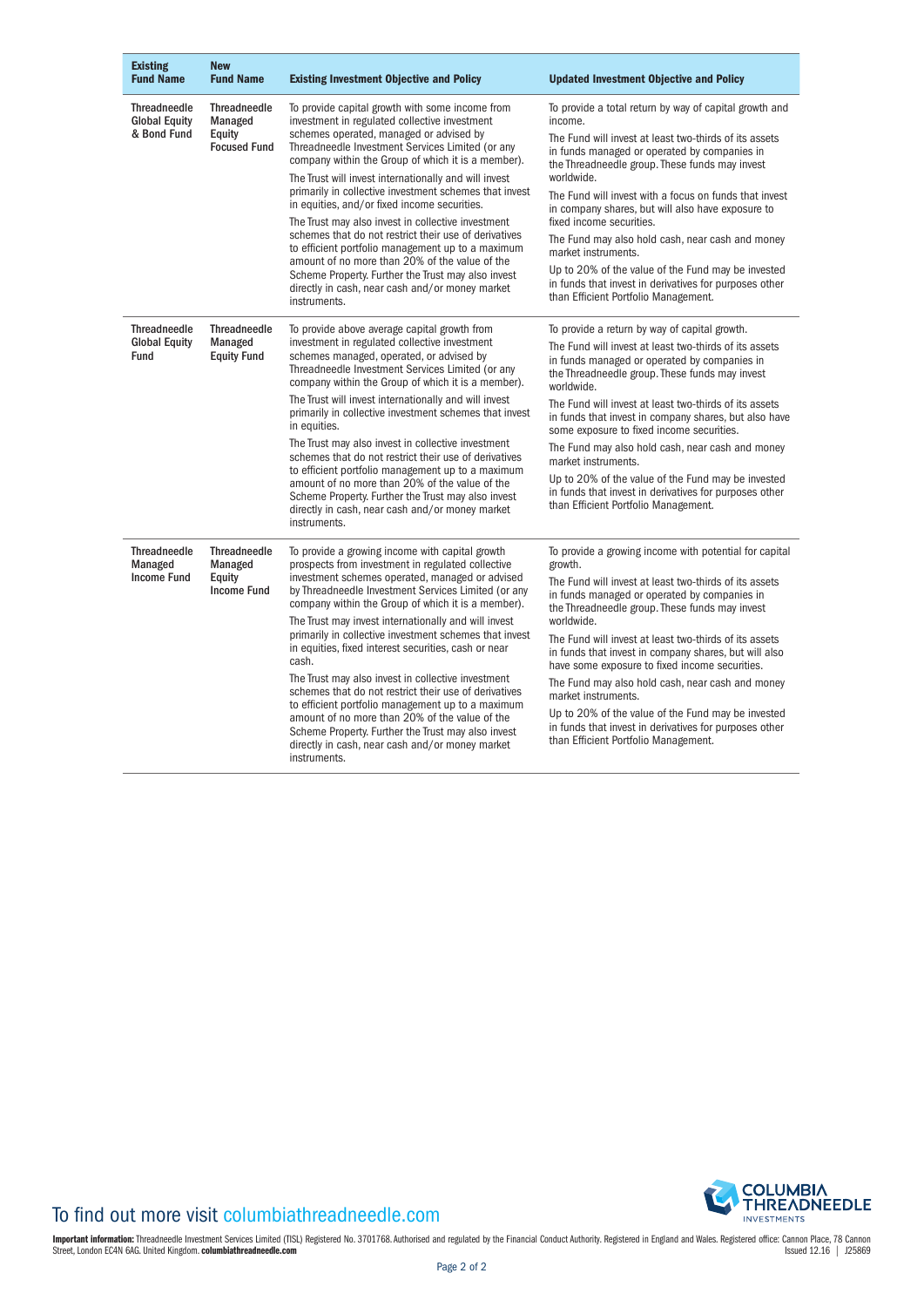| Existing Fund Name | New Fund Name | Existing Investment Objective and Policy | Updated Investment Objective and Policy |
|---|---|---|---|
| Threadneedle Global Equity & Bond Fund | Threadneedle Managed Equity Focused Fund | To provide capital growth with some income from investment in regulated collective investment schemes operated, managed or advised by Threadneedle Investment Services Limited (or any company within the Group of which it is a member).<br><br>The Trust will invest internationally and will invest primarily in collective investment schemes that invest in equities, and/or fixed income securities.<br><br>The Trust may also invest in collective investment schemes that do not restrict their use of derivatives to efficient portfolio management up to a maximum amount of no more than 20% of the value of the Scheme Property. Further the Trust may also invest directly in cash, near cash and/or money market instruments. | To provide a total return by way of capital growth and income.<br><br>The Fund will invest at least two-thirds of its assets in funds managed or operated by companies in the Threadneedle group. These funds may invest worldwide.<br><br>The Fund will invest with a focus on funds that invest in company shares, but will also have exposure to fixed income securities.<br><br>The Fund may also hold cash, near cash and money market instruments.<br><br>Up to 20% of the value of the Fund may be invested in funds that invest in derivatives for purposes other than Efficient Portfolio Management. |
| Threadneedle Global Equity Fund | Threadneedle Managed Equity Fund | To provide above average capital growth from investment in regulated collective investment schemes managed, operated, or advised by Threadneedle Investment Services Limited (or any company within the Group of which it is a member).<br><br>The Trust will invest internationally and will invest primarily in collective investment schemes that invest in equities.<br><br>The Trust may also invest in collective investment schemes that do not restrict their use of derivatives to efficient portfolio management up to a maximum amount of no more than 20% of the value of the Scheme Property. Further the Trust may also invest directly in cash, near cash and/or money market instruments. | To provide a return by way of capital growth.<br><br>The Fund will invest at least two-thirds of its assets in funds managed or operated by companies in the Threadneedle group. These funds may invest worldwide.<br><br>The Fund will invest at least two-thirds of its assets in funds that invest in company shares, but also have some exposure to fixed income securities.<br><br>The Fund may also hold cash, near cash and money market instruments.<br><br>Up to 20% of the value of the Fund may be invested in funds that invest in derivatives for purposes other than Efficient Portfolio Management. |
| Threadneedle Managed Income Fund | Threadneedle Managed Equity Income Fund | To provide a growing income with capital growth prospects from investment in regulated collective investment schemes operated, managed or advised by Threadneedle Investment Services Limited (or any company within the Group of which it is a member).<br><br>The Trust may invest internationally and will invest primarily in collective investment schemes that invest in equities, fixed interest securities, cash or near cash.<br><br>The Trust may also invest in collective investment schemes that do not restrict their use of derivatives to efficient portfolio management up to a maximum amount of no more than 20% of the value of the Scheme Property. Further the Trust may also invest directly in cash, near cash and/or money market instruments. | To provide a growing income with potential for capital growth.<br><br>The Fund will invest at least two-thirds of its assets in funds managed or operated by companies in the Threadneedle group. These funds may invest worldwide.<br><br>The Fund will invest at least two-thirds of its assets in funds that invest in company shares, but will also have some exposure to fixed income securities.<br><br>The Fund may also hold cash, near cash and money market instruments.<br><br>Up to 20% of the value of the Fund may be invested in funds that invest in derivatives for purposes other than Efficient Portfolio Management. |

To find out more visit columbiathreadneedle.com

COLUMBIA THREADNEEDLE INVESTMENTS

**Important information:** Threadneedle Investment Services Limited (TISL) Registered No. 3701768. Authorised and regulated by the Financial Conduct Authority. Registered in England and Wales. Registered office: Cannon Place, 78 Cannon Street, London EC4N 6AG. United Kingdom. **columbiathreadneedle.com**

Issued 12.16 | J25869